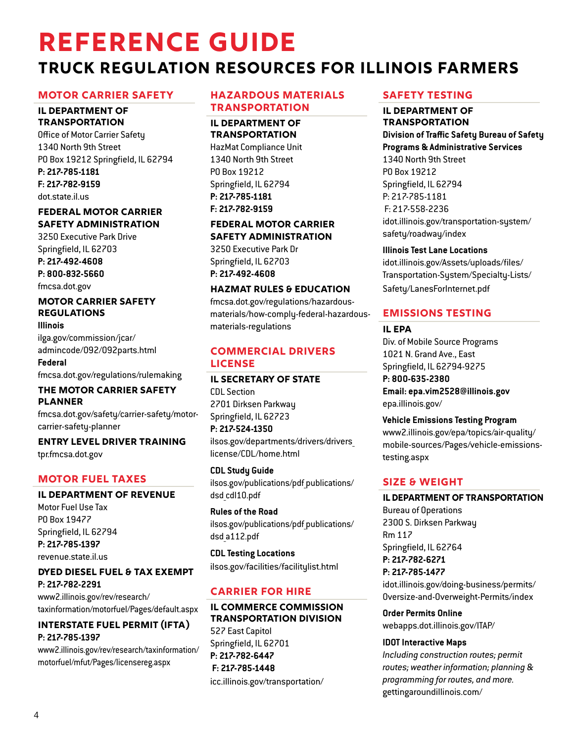# REFERENCE GUIDE

## TRUCK REGULATION RESOURCES FOR ILLINOIS FARMERS

### MOTOR CARRIER SAFETY

**IL DEPARTMENT OF TRANSPORTATION**
Office of Motor Carrier Safety
1340 North 9th Street
PO Box 19212 Springfield, IL 62794
**P: 217-785-1181**
**F: 217-782-9159**
dot.state.il.us

**FEDERAL MOTOR CARRIER SAFETY ADMINISTRATION**
3250 Executive Park Drive
Springfield, IL 62703
**P: 217-492-4608**
**P: 800-832-5660**
fmcsa.dot.gov

**MOTOR CARRIER SAFETY REGULATIONS**
**Illinois**
ilga.gov/commission/jcar/admincode/092/092parts.html
**Federal**
fmcsa.dot.gov/regulations/rulemaking

**THE MOTOR CARRIER SAFETY PLANNER**
fmcsa.dot.gov/safety/carrier-safety/motor-carrier-safety-planner

**ENTRY LEVEL DRIVER TRAINING**
tpr.fmcsa.dot.gov

### MOTOR FUEL TAXES

**IL DEPARTMENT OF REVENUE**
Motor Fuel Use Tax
PO Box 19477
Springfield, IL 62794
**P: 217-785-1397**
revenue.state.il.us

**DYED DIESEL FUEL & TAX EXEMPT**
**P: 217-782-2291**
www2.illinois.gov/rev/research/taxinformation/motorfuel/Pages/default.aspx

**INTERSTATE FUEL PERMIT (IFTA)**
**P: 217-785-1397**
www2.illinois.gov/rev/research/taxinformation/motorfuel/mfut/Pages/licensereg.aspx

### HAZARDOUS MATERIALS TRANSPORTATION

**IL DEPARTMENT OF TRANSPORTATION**
HazMat Compliance Unit
1340 North 9th Street
PO Box 19212
Springfield, IL 62794
**P: 217-785-1181**
**F: 217-782-9159**

**FEDERAL MOTOR CARRIER SAFETY ADMINISTRATION**
3250 Executive Park Dr
Springfield, IL 62703
**P: 217-492-4608**

**HAZMAT RULES & EDUCATION**
fmcsa.dot.gov/regulations/hazardous-materials/how-comply-federal-hazardous-materials-regulations

### COMMERCIAL DRIVERS LICENSE

**IL SECRETARY OF STATE**
CDL Section
2701 Dirksen Parkway
Springfield, IL 62723
**P: 217-524-1350**
ilsos.gov/departments/drivers/drivers_license/CDL/home.html

**CDL Study Guide**
ilsos.gov/publications/pdf_publications/dsd_cdl10.pdf

**Rules of the Road**
ilsos.gov/publications/pdf_publications/dsd_a112.pdf

**CDL Testing Locations**
ilsos.gov/facilities/facilitylist.html

### CARRIER FOR HIRE

**IL COMMERCE COMMISSION TRANSPORTATION DIVISION**
527 East Capitol
Springfield, IL 62701
**P: 217-782-6447**
**F: 217-785-1448**
icc.illinois.gov/transportation/

### SAFETY TESTING

**IL DEPARTMENT OF TRANSPORTATION**
**Division of Traffic Safety Bureau of Safety Programs & Administrative Services**
1340 North 9th Street
PO Box 19212
Springfield, IL 62794
P: 217-785-1181
F: 217-558-2236
idot.illinois.gov/transportation-system/safety/roadway/index

**Illinois Test Lane Locations**
idot.illinois.gov/Assets/uploads/files/Transportation-System/Specialty-Lists/Safety/LanesForInternet.pdf

### EMISSIONS TESTING

**IL EPA**
Div. of Mobile Source Programs
1021 N. Grand Ave., East
Springfield, IL 62794-9275
**P: 800-635-2380**
**Email: epa.vim2528@illinois.gov**
epa.illinois.gov/

**Vehicle Emissions Testing Program**
www2.illinois.gov/epa/topics/air-quality/mobile-sources/Pages/vehicle-emissions-testing.aspx

### SIZE & WEIGHT

**IL DEPARTMENT OF TRANSPORTATION**
Bureau of Operations
2300 S. Dirksen Parkway
Rm 117
Springfield, IL 62764
**P: 217-782-6271**
**P: 217-785-1477**
idot.illinois.gov/doing-business/permits/Oversize-and-Overweight-Permits/index

**Order Permits Online**
webapps.dot.illinois.gov/ITAP/

**IDOT Interactive Maps**
*Including construction routes; permit routes; weather information; planning & programming for routes, and more.*
gettingaroundillinois.com/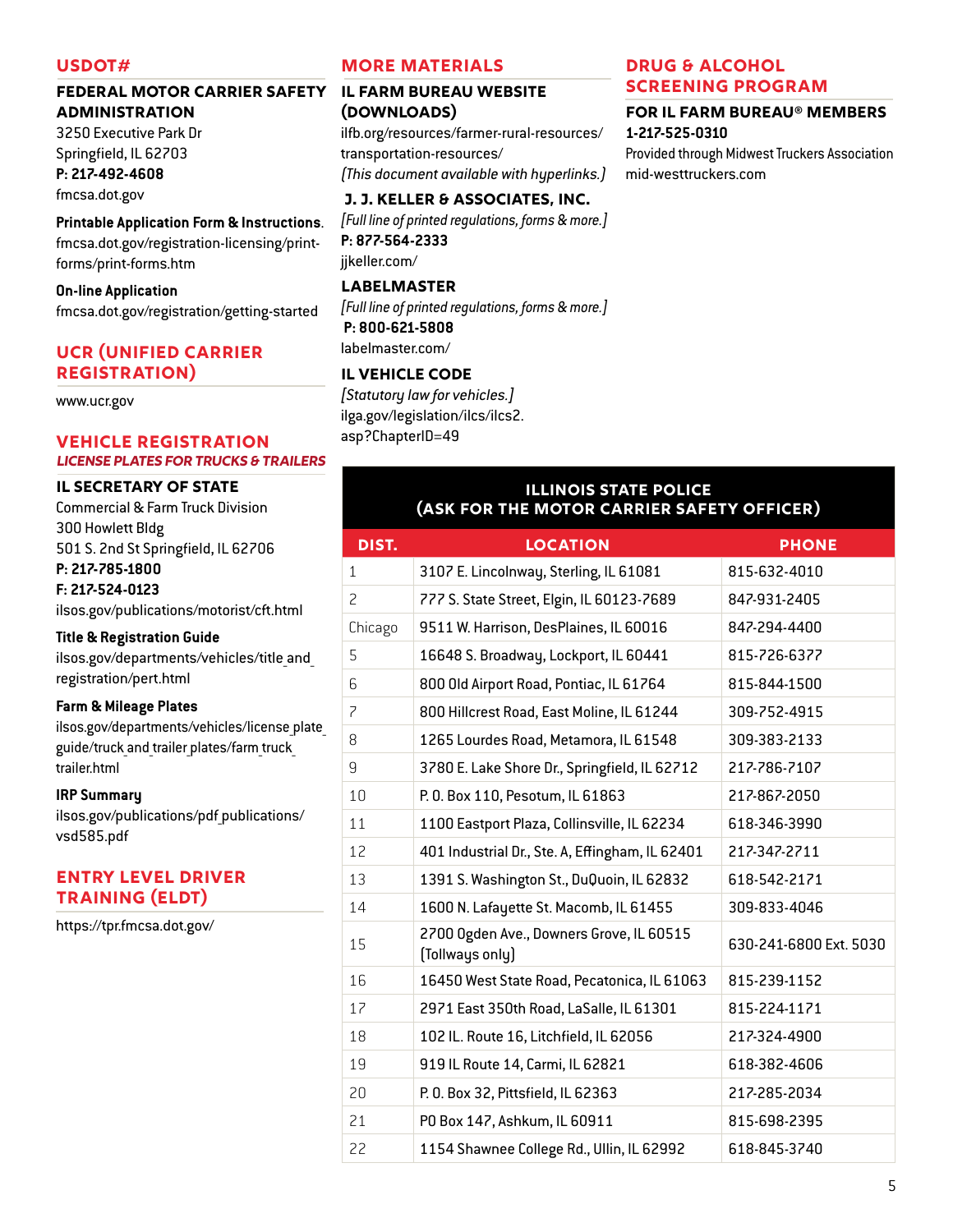## USDOT#

### FEDERAL MOTOR CARRIER SAFETY ADMINISTRATION

3250 Executive Park Dr
Springfield, IL 62703
**P: 217-492-4608**
fmcsa.dot.gov

**Printable Application Form & Instructions.**
fmcsa.dot.gov/registration-licensing/print-forms/print-forms.htm

**On-line Application**
fmcsa.dot.gov/registration/getting-started

## UCR (UNIFIED CARRIER REGISTRATION)

www.ucr.gov

## VEHICLE REGISTRATION

***LICENSE PLATES FOR TRUCKS & TRAILERS***

### IL SECRETARY OF STATE

Commercial & Farm Truck Division
300 Howlett Bldg
501 S. 2nd St Springfield, IL 62706
**P: 217-785-1800**
**F: 217-524-0123**
ilsos.gov/publications/motorist/cft.html

**Title & Registration Guide**
ilsos.gov/departments/vehicles/title_and_registration/pert.html

**Farm & Mileage Plates**
ilsos.gov/departments/vehicles/license_plate_guide/truck_and_trailer_plates/farm_truck_trailer.html

**IRP Summary**
ilsos.gov/publications/pdf_publications/vsd585.pdf

## ENTRY LEVEL DRIVER TRAINING (ELDT)

https://tpr.fmcsa.dot.gov/

## MORE MATERIALS

### IL FARM BUREAU WEBSITE (DOWNLOADS)

ilfb.org/resources/farmer-rural-resources/transportation-resources/
*[This document available with hyperlinks.]*

### J. J. KELLER & ASSOCIATES, INC.

*[Full line of printed regulations, forms & more.]*
**P: 877-564-2333**
jjkeller.com/

### LABELMASTER

*[Full line of printed regulations, forms & more.]*
**P: 800-621-5808**
labelmaster.com/

### IL VEHICLE CODE

*[Statutory law for vehicles.]*
ilga.gov/legislation/ilcs/ilcs2.asp?ChapterID=49

## DRUG & ALCOHOL SCREENING PROGRAM

### FOR IL FARM BUREAU® MEMBERS

**1-217-525-0310**
Provided through Midwest Truckers Association
mid-westtruckers.com

### ILLINOIS STATE POLICE (ASK FOR THE MOTOR CARRIER SAFETY OFFICER)

| DIST. | LOCATION | PHONE |
|---|---|---|
| 1 | 3107 E. Lincolnway, Sterling, IL 61081 | 815-632-4010 |
| 2 | 777 S. State Street, Elgin, IL 60123-7689 | 847-931-2405 |
| Chicago | 9511 W. Harrison, DesPlaines, IL 60016 | 847-294-4400 |
| 5 | 16648 S. Broadway, Lockport, IL 60441 | 815-726-6377 |
| 6 | 800 Old Airport Road, Pontiac, IL 61764 | 815-844-1500 |
| 7 | 800 Hillcrest Road, East Moline, IL 61244 | 309-752-4915 |
| 8 | 1265 Lourdes Road, Metamora, IL 61548 | 309-383-2133 |
| 9 | 3780 E. Lake Shore Dr., Springfield, IL 62712 | 217-786-7107 |
| 10 | P. O. Box 110, Pesotum, IL 61863 | 217-867-2050 |
| 11 | 1100 Eastport Plaza, Collinsville, IL 62234 | 618-346-3990 |
| 12 | 401 Industrial Dr., Ste. A, Effingham, IL 62401 | 217-347-2711 |
| 13 | 1391 S. Washington St., DuQuoin, IL 62832 | 618-542-2171 |
| 14 | 1600 N. Lafayette St. Macomb, IL 61455 | 309-833-4046 |
| 15 | 2700 Ogden Ave., Downers Grove, IL 60515 (Tollways only) | 630-241-6800 Ext. 5030 |
| 16 | 16450 West State Road, Pecatonica, IL 61063 | 815-239-1152 |
| 17 | 2971 East 350th Road, LaSalle, IL 61301 | 815-224-1171 |
| 18 | 102 IL. Route 16, Litchfield, IL 62056 | 217-324-4900 |
| 19 | 919 IL Route 14, Carmi, IL 62821 | 618-382-4606 |
| 20 | P. O. Box 32, Pittsfield, IL 62363 | 217-285-2034 |
| 21 | PO Box 147, Ashkum, IL 60911 | 815-698-2395 |
| 22 | 1154 Shawnee College Rd., Ullin, IL 62992 | 618-845-3740 |